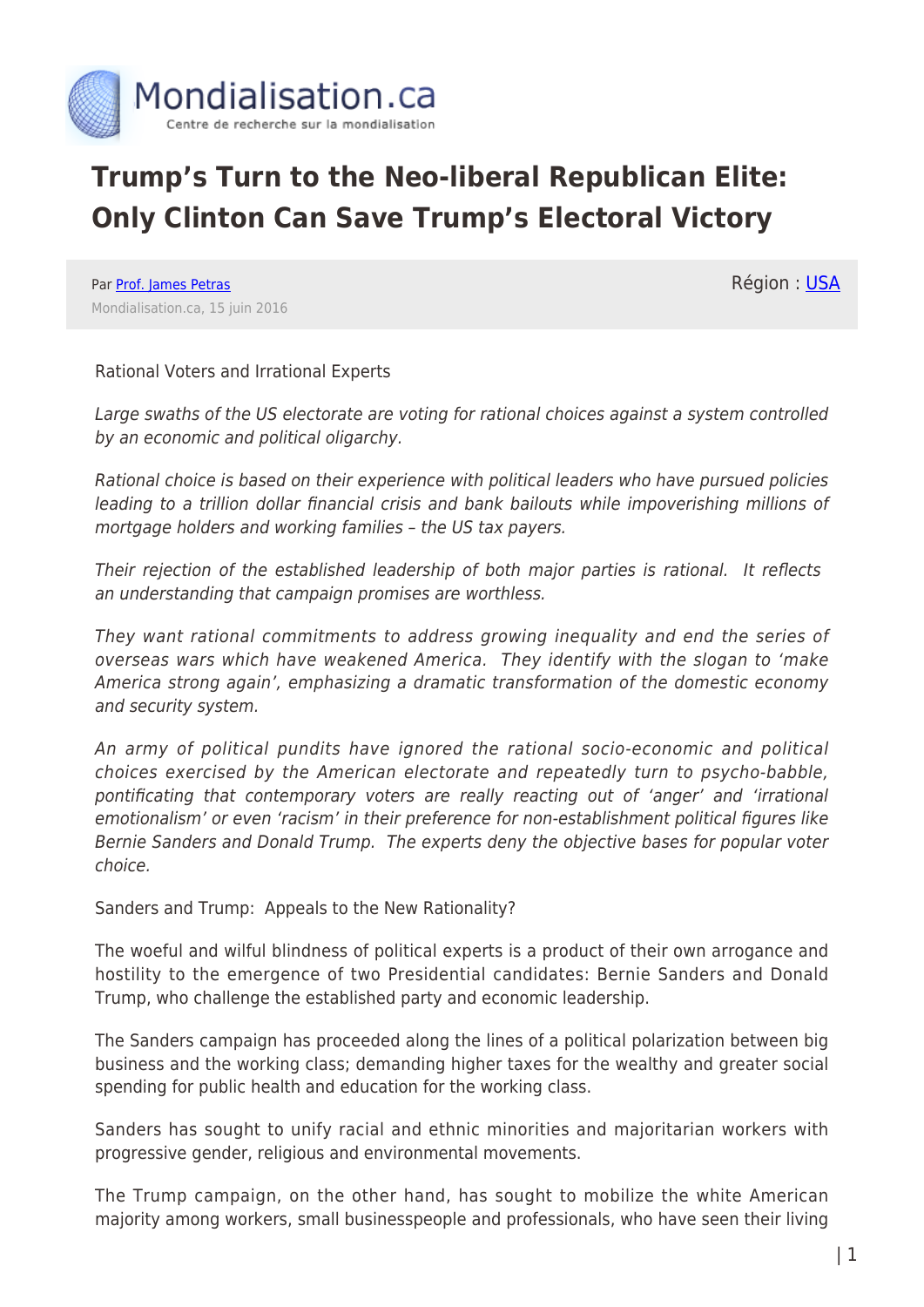# Trump's Turn to the Neo-liberal Republican Elite: Only Clinton Can Save Trump's Electoral Victory

Par Prof. James Petras

Mondialisation.ca, 15 juin 2016

Région : USA

Rational Voters and Irrational Experts

*Large swaths of the US electorate are voting for rational choices against a system controlled by an economic and political oligarchy.*

*Rational choice is based on their experience with political leaders who have pursued policies leading to a trillion dollar financial crisis and bank bailouts while impoverishing millions of mortgage holders and working families – the US tax payers.*

*Their rejection of the established leadership of both major parties is rational. It reflects an understanding that campaign promises are worthless.*

*They want rational commitments to address growing inequality and end the series of overseas wars which have weakened America. They identify with the slogan to 'make America strong again', emphasizing a dramatic transformation of the domestic economy and security system.*

*An army of political pundits have ignored the rational socio-economic and political choices exercised by the American electorate and repeatedly turn to psycho-babble, pontificating that contemporary voters are really reacting out of 'anger' and 'irrational emotionalism' or even 'racism' in their preference for non-establishment political figures like Bernie Sanders and Donald Trump. The experts deny the objective bases for popular voter choice.*

Sanders and Trump: Appeals to the New Rationality?

The woeful and wilful blindness of political experts is a product of their own arrogance and hostility to the emergence of two Presidential candidates: Bernie Sanders and Donald Trump, who challenge the established party and economic leadership.

The Sanders campaign has proceeded along the lines of a political polarization between big business and the working class; demanding higher taxes for the wealthy and greater social spending for public health and education for the working class.

Sanders has sought to unify racial and ethnic minorities and majoritarian workers with progressive gender, religious and environmental movements.

The Trump campaign, on the other hand, has sought to mobilize the white American majority among workers, small businesspeople and professionals, who have seen their living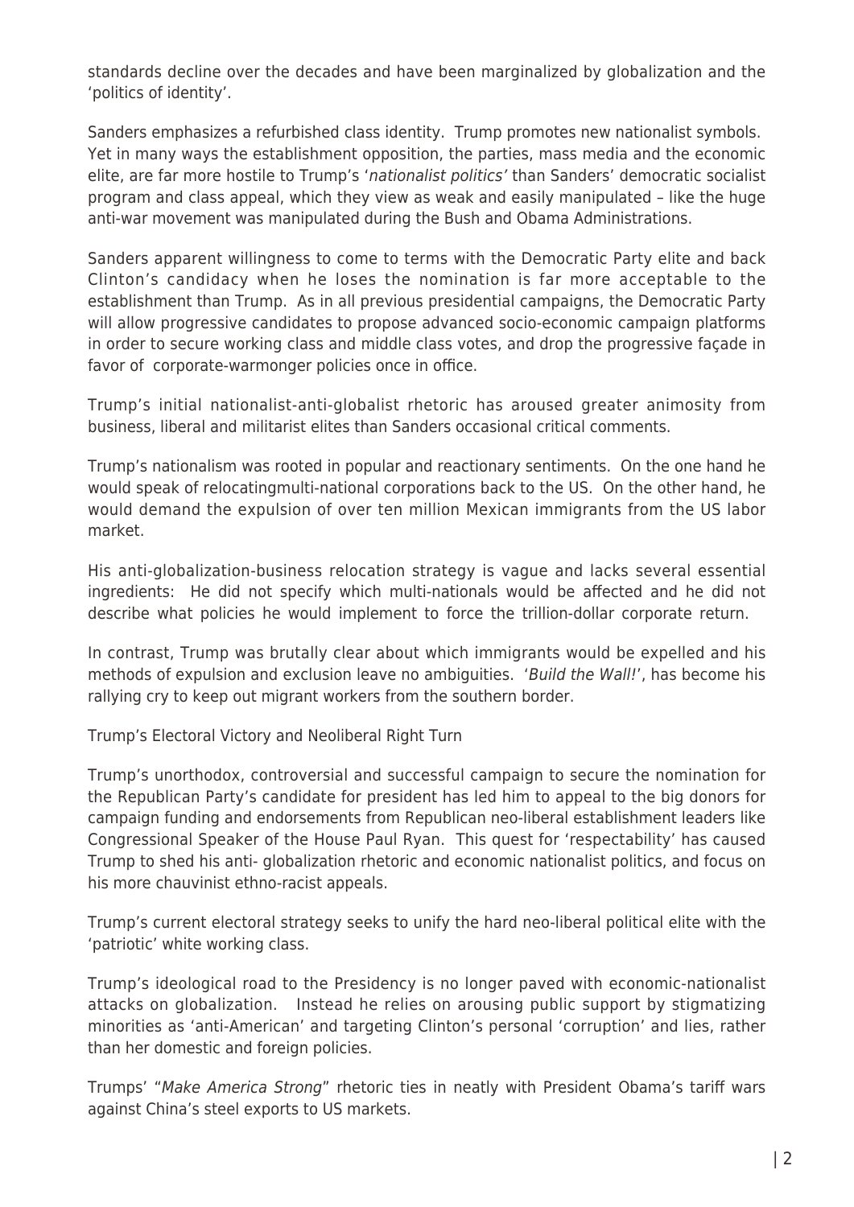standards decline over the decades and have been marginalized by globalization and the 'politics of identity'.

Sanders emphasizes a refurbished class identity. Trump promotes new nationalist symbols. Yet in many ways the establishment opposition, the parties, mass media and the economic elite, are far more hostile to Trump's '*nationalist politics'* than Sanders' democratic socialist program and class appeal, which they view as weak and easily manipulated – like the huge anti-war movement was manipulated during the Bush and Obama Administrations.

Sanders apparent willingness to come to terms with the Democratic Party elite and back Clinton's candidacy when he loses the nomination is far more acceptable to the establishment than Trump. As in all previous presidential campaigns, the Democratic Party will allow progressive candidates to propose advanced socio-economic campaign platforms in order to secure working class and middle class votes, and drop the progressive façade in favor of corporate-warmonger policies once in office.

Trump's initial nationalist-anti-globalist rhetoric has aroused greater animosity from business, liberal and militarist elites than Sanders occasional critical comments.

Trump's nationalism was rooted in popular and reactionary sentiments. On the one hand he would speak of relocatingmulti-national corporations back to the US. On the other hand, he would demand the expulsion of over ten million Mexican immigrants from the US labor market.

His anti-globalization-business relocation strategy is vague and lacks several essential ingredients: He did not specify which multi-nationals would be affected and he did not describe what policies he would implement to force the trillion-dollar corporate return.

In contrast, Trump was brutally clear about which immigrants would be expelled and his methods of expulsion and exclusion leave no ambiguities. '*Build the Wall!*', has become his rallying cry to keep out migrant workers from the southern border.

## Trump's Electoral Victory and Neoliberal Right Turn

Trump's unorthodox, controversial and successful campaign to secure the nomination for the Republican Party's candidate for president has led him to appeal to the big donors for campaign funding and endorsements from Republican neo-liberal establishment leaders like Congressional Speaker of the House Paul Ryan. This quest for 'respectability' has caused Trump to shed his anti- globalization rhetoric and economic nationalist politics, and focus on his more chauvinist ethno-racist appeals.

Trump's current electoral strategy seeks to unify the hard neo-liberal political elite with the 'patriotic' white working class.

Trump's ideological road to the Presidency is no longer paved with economic-nationalist attacks on globalization. Instead he relies on arousing public support by stigmatizing minorities as 'anti-American' and targeting Clinton's personal 'corruption' and lies, rather than her domestic and foreign policies.

Trumps' "*Make America Strong*" rhetoric ties in neatly with President Obama's tariff wars against China's steel exports to US markets.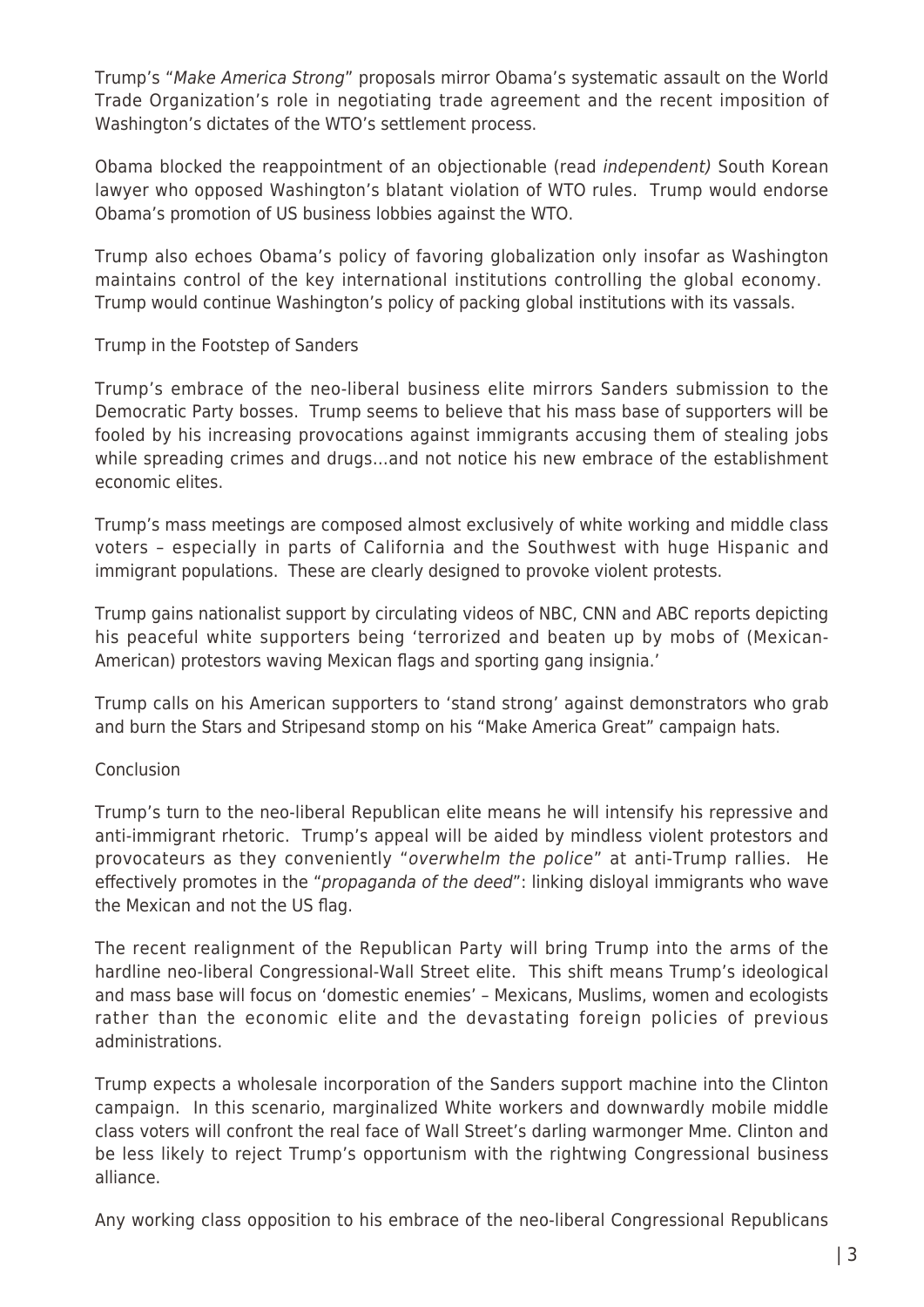Trump's "*Make America Strong*" proposals mirror Obama's systematic assault on the World Trade Organization's role in negotiating trade agreement and the recent imposition of Washington's dictates of the WTO's settlement process.

Obama blocked the reappointment of an objectionable (read *independent)* South Korean lawyer who opposed Washington's blatant violation of WTO rules. Trump would endorse Obama's promotion of US business lobbies against the WTO.

Trump also echoes Obama's policy of favoring globalization only insofar as Washington maintains control of the key international institutions controlling the global economy. Trump would continue Washington's policy of packing global institutions with its vassals.

## Trump in the Footstep of Sanders

Trump's embrace of the neo-liberal business elite mirrors Sanders submission to the Democratic Party bosses. Trump seems to believe that his mass base of supporters will be fooled by his increasing provocations against immigrants accusing them of stealing jobs while spreading crimes and drugs…and not notice his new embrace of the establishment economic elites.

Trump's mass meetings are composed almost exclusively of white working and middle class voters – especially in parts of California and the Southwest with huge Hispanic and immigrant populations. These are clearly designed to provoke violent protests.

Trump gains nationalist support by circulating videos of NBC, CNN and ABC reports depicting his peaceful white supporters being 'terrorized and beaten up by mobs of (Mexican-American) protestors waving Mexican flags and sporting gang insignia.'

Trump calls on his American supporters to 'stand strong' against demonstrators who grab and burn the Stars and Stripesand stomp on his "Make America Great" campaign hats.

## Conclusion

Trump's turn to the neo-liberal Republican elite means he will intensify his repressive and anti-immigrant rhetoric. Trump's appeal will be aided by mindless violent protestors and provocateurs as they conveniently "*overwhelm the police*" at anti-Trump rallies. He effectively promotes in the "*propaganda of the deed*": linking disloyal immigrants who wave the Mexican and not the US flag.

The recent realignment of the Republican Party will bring Trump into the arms of the hardline neo-liberal Congressional-Wall Street elite. This shift means Trump's ideological and mass base will focus on 'domestic enemies' – Mexicans, Muslims, women and ecologists rather than the economic elite and the devastating foreign policies of previous administrations.

Trump expects a wholesale incorporation of the Sanders support machine into the Clinton campaign. In this scenario, marginalized White workers and downwardly mobile middle class voters will confront the real face of Wall Street's darling warmonger Mme. Clinton and be less likely to reject Trump's opportunism with the rightwing Congressional business alliance.

Any working class opposition to his embrace of the neo-liberal Congressional Republicans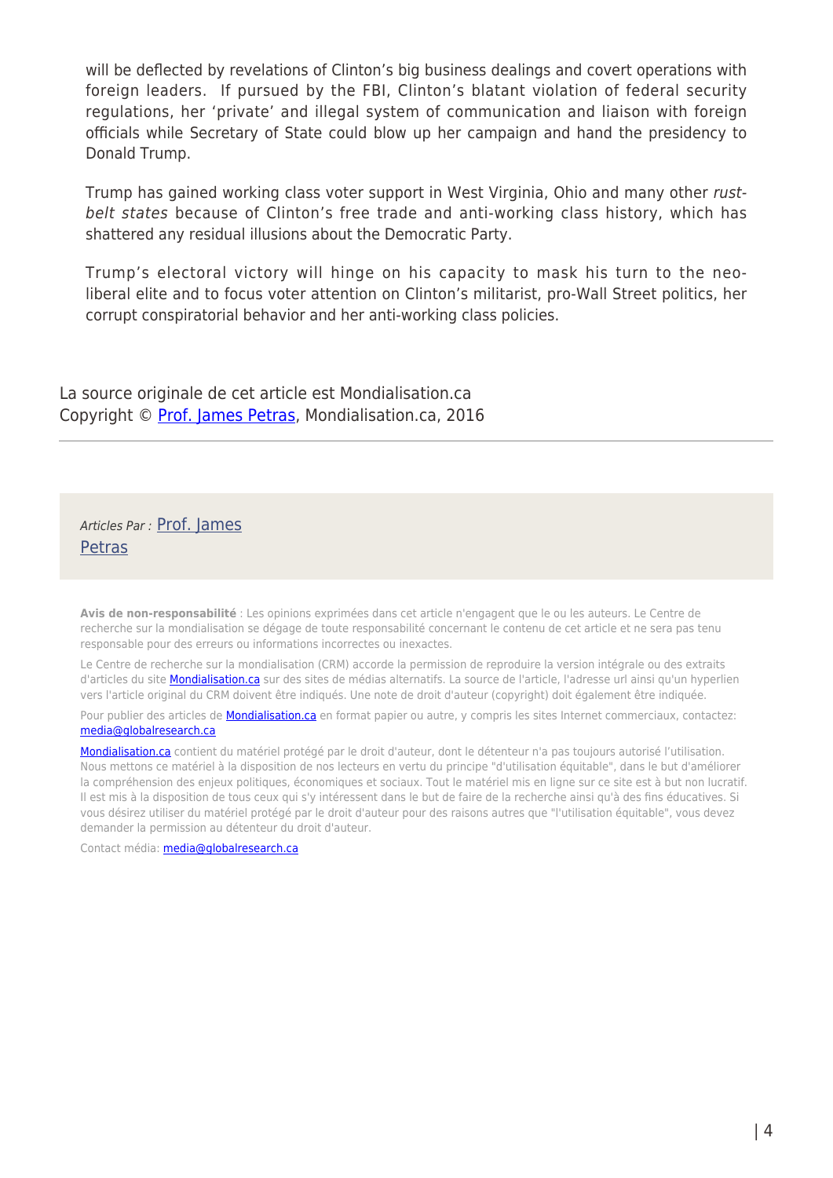will be deflected by revelations of Clinton's big business dealings and covert operations with foreign leaders. If pursued by the FBI, Clinton's blatant violation of federal security regulations, her 'private' and illegal system of communication and liaison with foreign officials while Secretary of State could blow up her campaign and hand the presidency to Donald Trump.

Trump has gained working class voter support in West Virginia, Ohio and many other *rust-belt states* because of Clinton's free trade and anti-working class history, which has shattered any residual illusions about the Democratic Party.

Trump's electoral victory will hinge on his capacity to mask his turn to the neo-liberal elite and to focus voter attention on Clinton's militarist, pro-Wall Street politics, her corrupt conspiratorial behavior and her anti-working class policies.

La source originale de cet article est Mondialisation.ca
Copyright © Prof. James Petras, Mondialisation.ca, 2016

---

*Articles Par :* Prof. James Petras

**Avis de non-responsabilité** : Les opinions exprimées dans cet article n'engagent que le ou les auteurs. Le Centre de recherche sur la mondialisation se dégage de toute responsabilité concernant le contenu de cet article et ne sera pas tenu responsable pour des erreurs ou informations incorrectes ou inexactes.

Le Centre de recherche sur la mondialisation (CRM) accorde la permission de reproduire la version intégrale ou des extraits d'articles du site Mondialisation.ca sur des sites de médias alternatifs. La source de l'article, l'adresse url ainsi qu'un hyperlien vers l'article original du CRM doivent être indiqués. Une note de droit d'auteur (copyright) doit également être indiquée.

Pour publier des articles de Mondialisation.ca en format papier ou autre, y compris les sites Internet commerciaux, contactez: media@globalresearch.ca

Mondialisation.ca contient du matériel protégé par le droit d'auteur, dont le détenteur n'a pas toujours autorisé l'utilisation. Nous mettons ce matériel à la disposition de nos lecteurs en vertu du principe "d'utilisation équitable", dans le but d'améliorer la compréhension des enjeux politiques, économiques et sociaux. Tout le matériel mis en ligne sur ce site est à but non lucratif. Il est mis à la disposition de tous ceux qui s'y intéressent dans le but de faire de la recherche ainsi qu'à des fins éducatives. Si vous désirez utiliser du matériel protégé par le droit d'auteur pour des raisons autres que "l'utilisation équitable", vous devez demander la permission au détenteur du droit d'auteur.

Contact média: media@globalresearch.ca